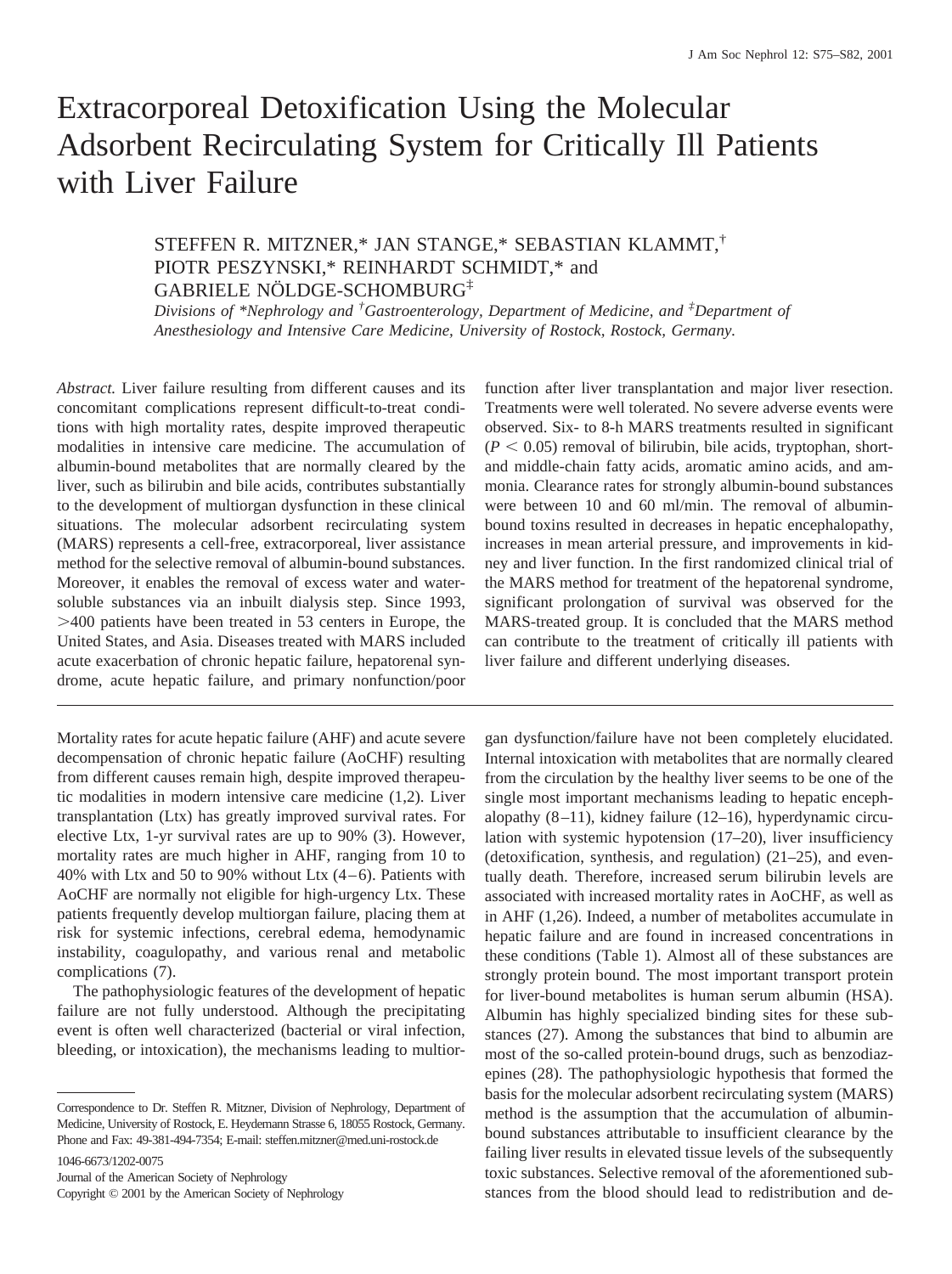# Extracorporeal Detoxification Using the Molecular Adsorbent Recirculating System for Critically Ill Patients with Liver Failure

STEFFEN R. MITZNER,* JAN STANGE,* SEBASTIAN KLAMMT,[†] PIOTR PESZYNSKI,* REINHARDT SCHMIDT,* and GABRIELE NÖLDGE-SCHOMBURG[‡]

*Divisions of \*Nephrology and [†]Gastroenterology, Department of Medicine, and [‡]Department of Anesthesiology and Intensive Care Medicine, University of Rostock, Rostock, Germany.*

*Abstract.* Liver failure resulting from different causes and its concomitant complications represent difficult-to-treat conditions with high mortality rates, despite improved therapeutic modalities in intensive care medicine. The accumulation of albumin-bound metabolites that are normally cleared by the liver, such as bilirubin and bile acids, contributes substantially to the development of multiorgan dysfunction in these clinical situations. The molecular adsorbent recirculating system (MARS) represents a cell-free, extracorporeal, liver assistance method for the selective removal of albumin-bound substances. Moreover, it enables the removal of excess water and water-soluble substances via an inbuilt dialysis step. Since 1993, >400 patients have been treated in 53 centers in Europe, the United States, and Asia. Diseases treated with MARS included acute exacerbation of chronic hepatic failure, hepatorenal syndrome, acute hepatic failure, and primary nonfunction/poor function after liver transplantation and major liver resection. Treatments were well tolerated. No severe adverse events were observed. Six- to 8-h MARS treatments resulted in significant ($P < 0.05$) removal of bilirubin, bile acids, tryptophan, short- and middle-chain fatty acids, aromatic amino acids, and ammonia. Clearance rates for strongly albumin-bound substances were between 10 and 60 ml/min. The removal of albumin-bound toxins resulted in decreases in hepatic encephalopathy, increases in mean arterial pressure, and improvements in kidney and liver function. In the first randomized clinical trial of the MARS method for treatment of the hepatorenal syndrome, significant prolongation of survival was observed for the MARS-treated group. It is concluded that the MARS method can contribute to the treatment of critically ill patients with liver failure and different underlying diseases.

Mortality rates for acute hepatic failure (AHF) and acute severe decompensation of chronic hepatic failure (AoCHF) resulting from different causes remain high, despite improved therapeutic modalities in modern intensive care medicine (1,2). Liver transplantation (Ltx) has greatly improved survival rates. For elective Ltx, 1-yr survival rates are up to 90% (3). However, mortality rates are much higher in AHF, ranging from 10 to 40% with Ltx and 50 to 90% without Ltx (4–6). Patients with AoCHF are normally not eligible for high-urgency Ltx. These patients frequently develop multiorgan failure, placing them at risk for systemic infections, cerebral edema, hemodynamic instability, coagulopathy, and various renal and metabolic complications (7).

The pathophysiologic features of the development of hepatic failure are not fully understood. Although the precipitating event is often well characterized (bacterial or viral infection, bleeding, or intoxication), the mechanisms leading to multiorgan dysfunction/failure have not been completely elucidated. Internal intoxication with metabolites that are normally cleared from the circulation by the healthy liver seems to be one of the single most important mechanisms leading to hepatic encephalopathy (8–11), kidney failure (12–16), hyperdynamic circulation with systemic hypotension (17–20), liver insufficiency (detoxification, synthesis, and regulation) (21–25), and eventually death. Therefore, increased serum bilirubin levels are associated with increased mortality rates in AoCHF, as well as in AHF (1,26). Indeed, a number of metabolites accumulate in hepatic failure and are found in increased concentrations in these conditions (Table 1). Almost all of these substances are strongly protein bound. The most important transport protein for liver-bound metabolites is human serum albumin (HSA). Albumin has highly specialized binding sites for these substances (27). Among the substances that bind to albumin are most of the so-called protein-bound drugs, such as benzodiazepines (28). The pathophysiologic hypothesis that formed the basis for the molecular adsorbent recirculating system (MARS) method is the assumption that the accumulation of albumin-bound substances attributable to insufficient clearance by the failing liver results in elevated tissue levels of the subsequently toxic substances. Selective removal of the aforementioned substances from the blood should lead to redistribution and de-

Correspondence to Dr. Steffen R. Mitzner, Division of Nephrology, Department of Medicine, University of Rostock, E. Heydemann Strasse 6, 18055 Rostock, Germany. Phone and Fax: 49-381-494-7354; E-mail: steffen.mitzner@med.uni-rostock.de

1046-6673/1202-0075
Journal of the American Society of Nephrology
Copyright © 2001 by the American Society of Nephrology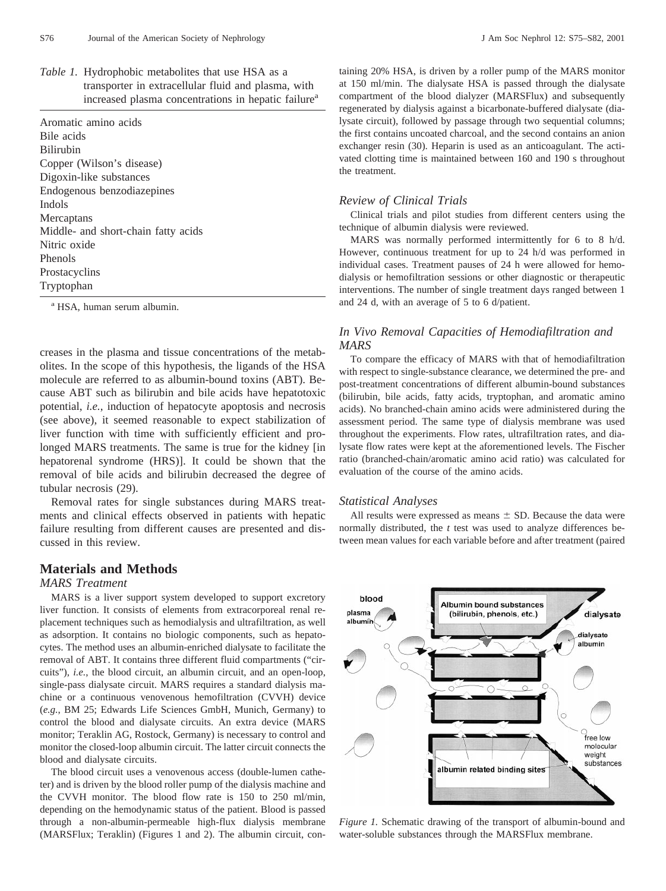*Table 1.* Hydrophobic metabolites that use HSA as a transporter in extracellular fluid and plasma, with increased plasma concentrations in hepatic failure[a]

| |
|---|
| Aromatic amino acids |
| Bile acids |
| Bilirubin |
| Copper (Wilson's disease) |
| Digoxin-like substances |
| Endogenous benzodiazepines |
| Indols |
| Mercaptans |
| Middle- and short-chain fatty acids |
| Nitric oxide |
| Phenols |
| Prostacyclins |
| Tryptophan |

[a] HSA, human serum albumin.

creases in the plasma and tissue concentrations of the metabolites. In the scope of this hypothesis, the ligands of the HSA molecule are referred to as albumin-bound toxins (ABT). Because ABT such as bilirubin and bile acids have hepatotoxic potential, *i.e.*, induction of hepatocyte apoptosis and necrosis (see above), it seemed reasonable to expect stabilization of liver function with time with sufficiently efficient and prolonged MARS treatments. The same is true for the kidney [in hepatorenal syndrome (HRS)]. It could be shown that the removal of bile acids and bilirubin decreased the degree of tubular necrosis (29).

Removal rates for single substances during MARS treatments and clinical effects observed in patients with hepatic failure resulting from different causes are presented and discussed in this review.

## Materials and Methods

### MARS Treatment

MARS is a liver support system developed to support excretory liver function. It consists of elements from extracorporeal renal replacement techniques such as hemodialysis and ultrafiltration, as well as adsorption. It contains no biologic components, such as hepatocytes. The method uses an albumin-enriched dialysate to facilitate the removal of ABT. It contains three different fluid compartments ("circuits"), *i.e.*, the blood circuit, an albumin circuit, and an open-loop, single-pass dialysate circuit. MARS requires a standard dialysis machine or a continuous venovenous hemofiltration (CVVH) device (*e.g.*, BM 25; Edwards Life Sciences GmbH, Munich, Germany) to control the blood and dialysate circuits. An extra device (MARS monitor; Teraklin AG, Rostock, Germany) is necessary to control and monitor the closed-loop albumin circuit. The latter circuit connects the blood and dialysate circuits.

The blood circuit uses a venovenous access (double-lumen catheter) and is driven by the blood roller pump of the dialysis machine and the CVVH monitor. The blood flow rate is 150 to 250 ml/min, depending on the hemodynamic status of the patient. Blood is passed through a non-albumin-permeable high-flux dialysis membrane (MARSFlux; Teraklin) (Figures 1 and 2). The albumin circuit, containing 20% HSA, is driven by a roller pump of the MARS monitor at 150 ml/min. The dialysate HSA is passed through the dialysate compartment of the blood dialyzer (MARSFlux) and subsequently regenerated by dialysis against a bicarbonate-buffered dialysate (dialysate circuit), followed by passage through two sequential columns; the first contains uncoated charcoal, and the second contains an anion exchanger resin (30). Heparin is used as an anticoagulant. The activated clotting time is maintained between 160 and 190 s throughout the treatment.

### Review of Clinical Trials

Clinical trials and pilot studies from different centers using the technique of albumin dialysis were reviewed.

MARS was normally performed intermittently for 6 to 8 h/d. However, continuous treatment for up to 24 h/d was performed in individual cases. Treatment pauses of 24 h were allowed for hemodialysis or hemofiltration sessions or other diagnostic or therapeutic interventions. The number of single treatment days ranged between 1 and 24 d, with an average of 5 to 6 d/patient.

### In Vivo Removal Capacities of Hemodiafiltration and MARS

To compare the efficacy of MARS with that of hemodiafiltration with respect to single-substance clearance, we determined the pre- and post-treatment concentrations of different albumin-bound substances (bilirubin, bile acids, fatty acids, tryptophan, and aromatic amino acids). No branched-chain amino acids were administered during the assessment period. The same type of dialysis membrane was used throughout the experiments. Flow rates, ultrafiltration rates, and dialysate flow rates were kept at the aforementioned levels. The Fischer ratio (branched-chain/aromatic amino acid ratio) was calculated for evaluation of the course of the amino acids.

### Statistical Analyses

All results were expressed as means ± SD. Because the data were normally distributed, the *t* test was used to analyze differences between mean values for each variable before and after treatment (paired

*Figure 1.* Schematic drawing of the transport of albumin-bound and water-soluble substances through the MARSFlux membrane.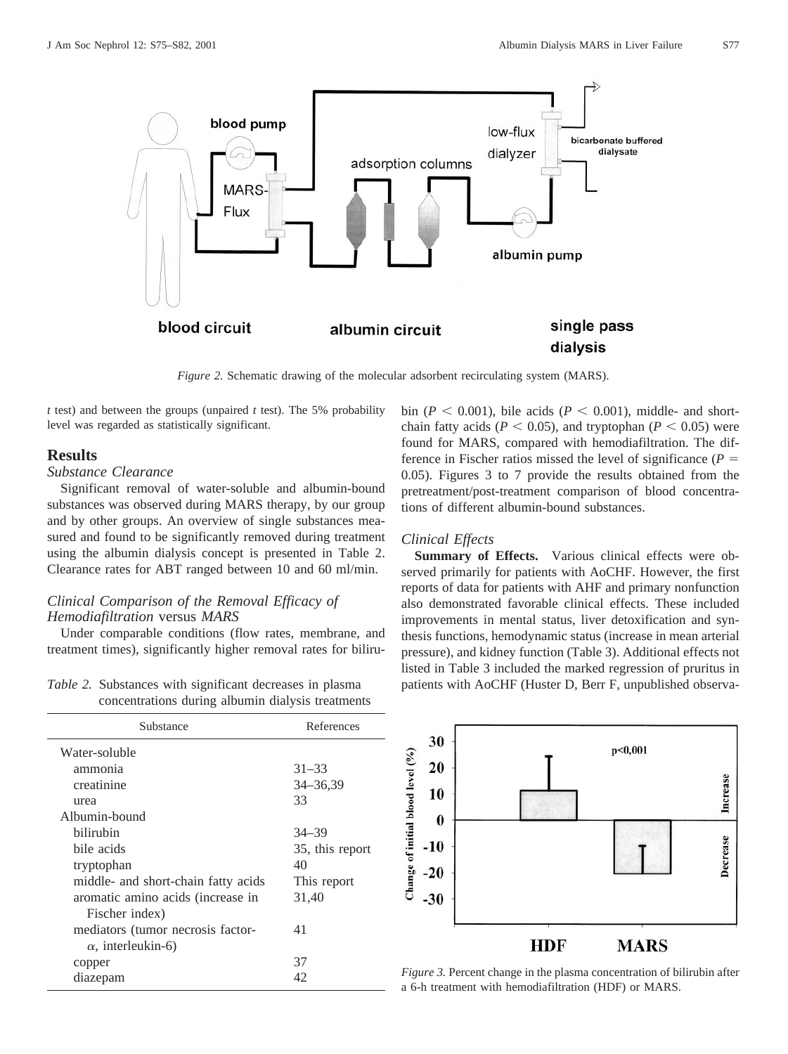Figure 2. Schematic drawing of the molecular adsorbent recirculating system (MARS).

*t* test) and between the groups (unpaired *t* test). The 5% probability level was regarded as statistically significant.

## Results

### *Substance Clearance*

Significant removal of water-soluble and albumin-bound substances was observed during MARS therapy, by our group and by other groups. An overview of single substances measured and found to be significantly removed during treatment using the albumin dialysis concept is presented in Table 2. Clearance rates for ABT ranged between 10 and 60 ml/min.

### *Clinical Comparison of the Removal Efficacy of Hemodiafiltration* versus *MARS*

Under comparable conditions (flow rates, membrane, and treatment times), significantly higher removal rates for bilirubin ($P < 0.001$), bile acids ($P < 0.001$), middle- and short-chain fatty acids ($P < 0.05$), and tryptophan ($P < 0.05$) were found for MARS, compared with hemodiafiltration. The difference in Fischer ratios missed the level of significance ($P = 0.05$). Figures 3 to 7 provide the results obtained from the pretreatment/post-treatment comparison of blood concentrations of different albumin-bound substances.

*Table 2.* Substances with significant decreases in plasma concentrations during albumin dialysis treatments

| Substance | References |
|---|---|
| Water-soluble | |
| ammonia | 31–33 |
| creatinine | 34–36,39 |
| urea | 33 |
| Albumin-bound | |
| bilirubin | 34–39 |
| bile acids | 35, this report |
| tryptophan | 40 |
| middle- and short-chain fatty acids | This report |
| aromatic amino acids (increase in Fischer index) | 31,40 |
| mediators (tumor necrosis factor-$\alpha$, interleukin-6) | 41 |
| copper | 37 |
| diazepam | 42 |

### *Clinical Effects*

**Summary of Effects.** Various clinical effects were observed primarily for patients with AoCHF. However, the first reports of data for patients with AHF and primary nonfunction also demonstrated favorable clinical effects. These included improvements in mental status, liver detoxification and synthesis functions, hemodynamic status (increase in mean arterial pressure), and kidney function (Table 3). Additional effects not listed in Table 3 included the marked regression of pruritus in patients with AoCHF (Huster D, Berr F, unpublished observa-

*Figure 3.* Percent change in the plasma concentration of bilirubin after a 6-h treatment with hemodiafiltration (HDF) or MARS.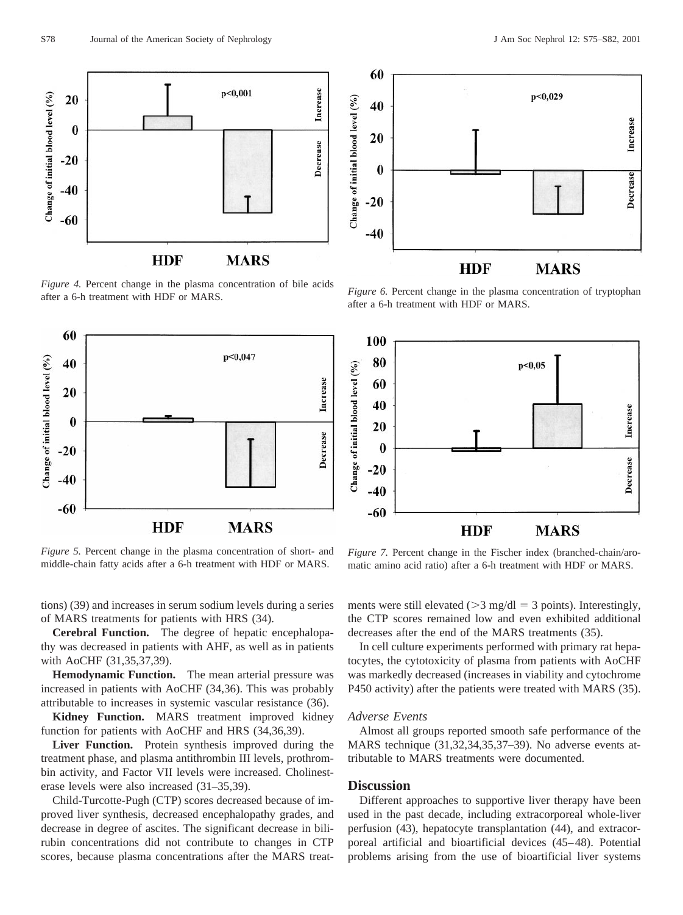*Figure 4.* Percent change in the plasma concentration of bile acids after a 6-h treatment with HDF or MARS.

*Figure 5.* Percent change in the plasma concentration of short- and middle-chain fatty acids after a 6-h treatment with HDF or MARS.

*Figure 6.* Percent change in the plasma concentration of tryptophan after a 6-h treatment with HDF or MARS.

*Figure 7.* Percent change in the Fischer index (branched-chain/aromatic amino acid ratio) after a 6-h treatment with HDF or MARS.

tions) (39) and increases in serum sodium levels during a series of MARS treatments for patients with HRS (34).

**Cerebral Function.** The degree of hepatic encephalopathy was decreased in patients with AHF, as well as in patients with AoCHF (31,35,37,39).

**Hemodynamic Function.** The mean arterial pressure was increased in patients with AoCHF (34,36). This was probably attributable to increases in systemic vascular resistance (36).

**Kidney Function.** MARS treatment improved kidney function for patients with AoCHF and HRS (34,36,39).

**Liver Function.** Protein synthesis improved during the treatment phase, and plasma antithrombin III levels, prothrombin activity, and Factor VII levels were increased. Cholinesterase levels were also increased (31–35,39).

Child-Turcotte-Pugh (CTP) scores decreased because of improved liver synthesis, decreased encephalopathy grades, and decrease in degree of ascites. The significant decrease in bilirubin concentrations did not contribute to changes in CTP scores, because plasma concentrations after the MARS treatments were still elevated ($>3$ mg/dl $= 3$ points). Interestingly, the CTP scores remained low and even exhibited additional decreases after the end of the MARS treatments (35).

In cell culture experiments performed with primary rat hepatocytes, the cytotoxicity of plasma from patients with AoCHF was markedly decreased (increases in viability and cytochrome P450 activity) after the patients were treated with MARS (35).

### *Adverse Events*

Almost all groups reported smooth safe performance of the MARS technique (31,32,34,35,37–39). No adverse events attributable to MARS treatments were documented.

## Discussion

Different approaches to supportive liver therapy have been used in the past decade, including extracorporeal whole-liver perfusion (43), hepatocyte transplantation (44), and extracorporeal artificial and bioartificial devices (45–48). Potential problems arising from the use of bioartificial liver systems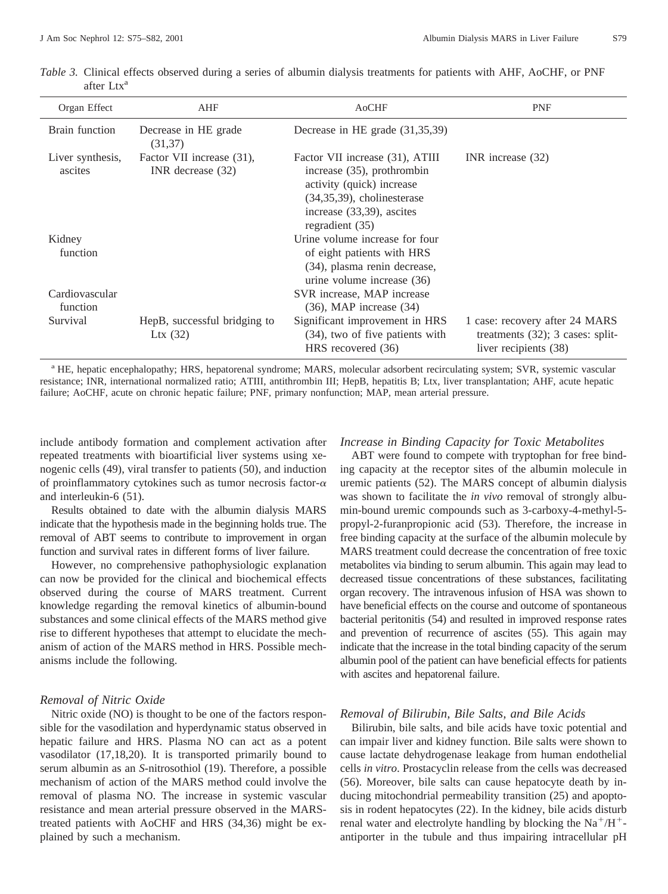*Table 3.* Clinical effects observed during a series of albumin dialysis treatments for patients with AHF, AoCHF, or PNF after Ltx[a]

| Organ Effect | AHF | AoCHF | PNF |
|---|---|---|---|
| Brain function | Decrease in HE grade (31,37) | Decrease in HE grade (31,35,39) | |
| Liver synthesis, ascites | Factor VII increase (31), INR decrease (32) | Factor VII increase (31), ATIII increase (35), prothrombin activity (quick) increase (34,35,39), cholinesterase increase (33,39), ascites regradient (35) | INR increase (32) |
| Kidney function | | Urine volume increase for four of eight patients with HRS (34), plasma renin decrease, urine volume increase (36) | |
| Cardiovascular function | | SVR increase, MAP increase (36), MAP increase (34) | |
| Survival | HepB, successful bridging to Ltx (32) | Significant improvement in HRS (34), two of five patients with HRS recovered (36) | 1 case: recovery after 24 MARS treatments (32); 3 cases: split-liver recipients (38) |

[a] HE, hepatic encephalopathy; HRS, hepatorenal syndrome; MARS, molecular adsorbent recirculating system; SVR, systemic vascular resistance; INR, international normalized ratio; ATIII, antithrombin III; HepB, hepatitis B; Ltx, liver transplantation; AHF, acute hepatic failure; AoCHF, acute on chronic hepatic failure; PNF, primary nonfunction; MAP, mean arterial pressure.

include antibody formation and complement activation after repeated treatments with bioartificial liver systems using xenogenic cells (49), viral transfer to patients (50), and induction of proinflammatory cytokines such as tumor necrosis factor-$\alpha$ and interleukin-6 (51).

Results obtained to date with the albumin dialysis MARS indicate that the hypothesis made in the beginning holds true. The removal of ABT seems to contribute to improvement in organ function and survival rates in different forms of liver failure.

However, no comprehensive pathophysiologic explanation can now be provided for the clinical and biochemical effects observed during the course of MARS treatment. Current knowledge regarding the removal kinetics of albumin-bound substances and some clinical effects of the MARS method give rise to different hypotheses that attempt to elucidate the mechanism of action of the MARS method in HRS. Possible mechanisms include the following.

### *Removal of Nitric Oxide*

Nitric oxide (NO) is thought to be one of the factors responsible for the vasodilation and hyperdynamic status observed in hepatic failure and HRS. Plasma NO can act as a potent vasodilator (17,18,20). It is transported primarily bound to serum albumin as an *S*-nitrosothiol (19). Therefore, a possible mechanism of action of the MARS method could involve the removal of plasma NO. The increase in systemic vascular resistance and mean arterial pressure observed in the MARS-treated patients with AoCHF and HRS (34,36) might be explained by such a mechanism.

### *Increase in Binding Capacity for Toxic Metabolites*

ABT were found to compete with tryptophan for free binding capacity at the receptor sites of the albumin molecule in uremic patients (52). The MARS concept of albumin dialysis was shown to facilitate the *in vivo* removal of strongly albumin-bound uremic compounds such as 3-carboxy-4-methyl-5-propyl-2-furanpropionic acid (53). Therefore, the increase in free binding capacity at the surface of the albumin molecule by MARS treatment could decrease the concentration of free toxic metabolites via binding to serum albumin. This again may lead to decreased tissue concentrations of these substances, facilitating organ recovery. The intravenous infusion of HSA was shown to have beneficial effects on the course and outcome of spontaneous bacterial peritonitis (54) and resulted in improved response rates and prevention of recurrence of ascites (55). This again may indicate that the increase in the total binding capacity of the serum albumin pool of the patient can have beneficial effects for patients with ascites and hepatorenal failure.

### *Removal of Bilirubin, Bile Salts, and Bile Acids*

Bilirubin, bile salts, and bile acids have toxic potential and can impair liver and kidney function. Bile salts were shown to cause lactate dehydrogenase leakage from human endothelial cells *in vitro*. Prostacyclin release from the cells was decreased (56). Moreover, bile salts can cause hepatocyte death by inducing mitochondrial permeability transition (25) and apoptosis in rodent hepatocytes (22). In the kidney, bile acids disturb renal water and electrolyte handling by blocking the $Na^+/H^+$-antiporter in the tubule and thus impairing intracellular pH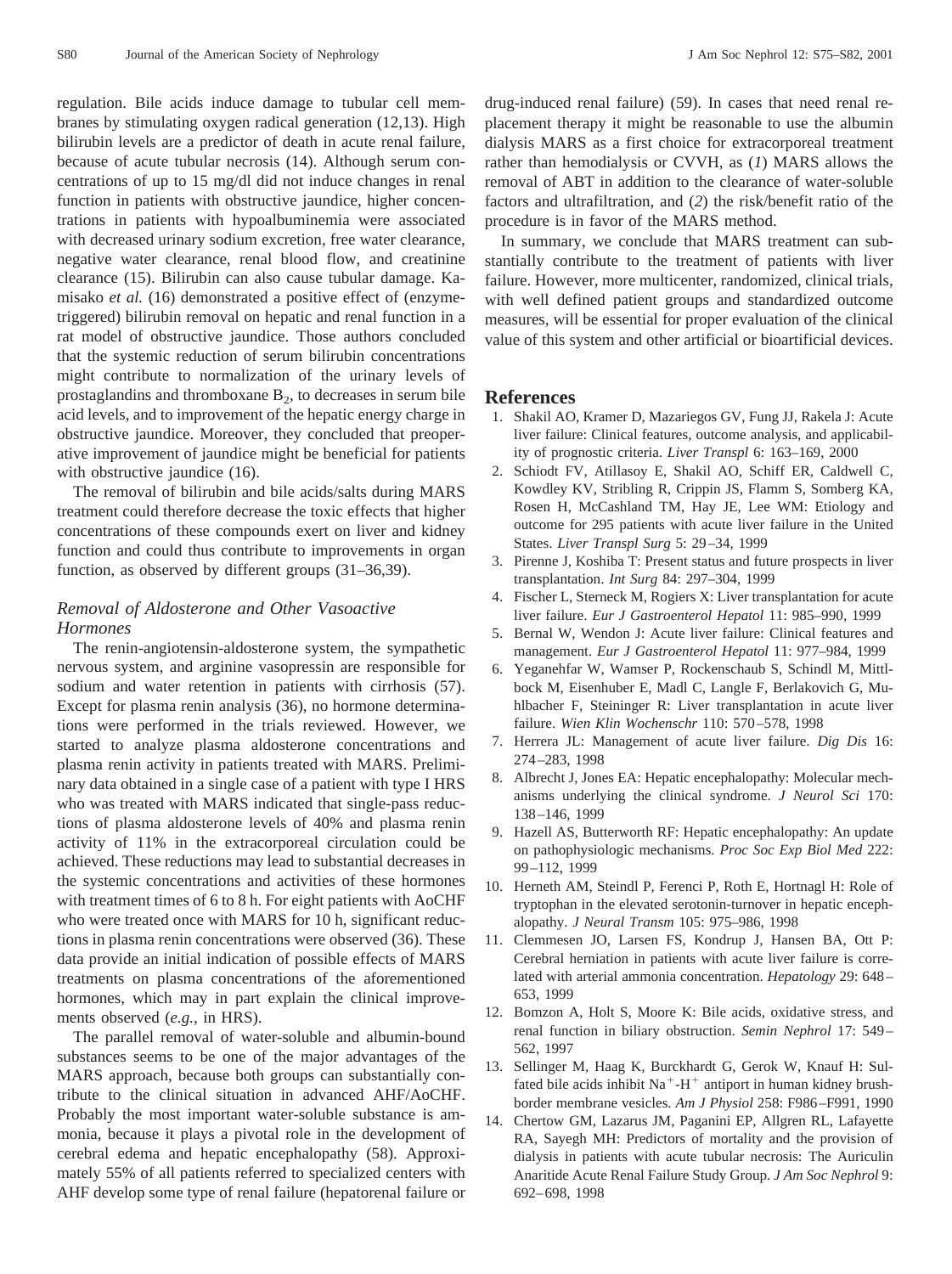regulation. Bile acids induce damage to tubular cell membranes by stimulating oxygen radical generation (12,13). High bilirubin levels are a predictor of death in acute renal failure, because of acute tubular necrosis (14). Although serum concentrations of up to 15 mg/dl did not induce changes in renal function in patients with obstructive jaundice, higher concentrations in patients with hypoalbuminemia were associated with decreased urinary sodium excretion, free water clearance, negative water clearance, renal blood flow, and creatinine clearance (15). Bilirubin can also cause tubular damage. Kamisako *et al.* (16) demonstrated a positive effect of (enzyme-triggered) bilirubin removal on hepatic and renal function in a rat model of obstructive jaundice. Those authors concluded that the systemic reduction of serum bilirubin concentrations might contribute to normalization of the urinary levels of prostaglandins and thromboxane $B_2$, to decreases in serum bile acid levels, and to improvement of the hepatic energy charge in obstructive jaundice. Moreover, they concluded that preoperative improvement of jaundice might be beneficial for patients with obstructive jaundice (16).

The removal of bilirubin and bile acids/salts during MARS treatment could therefore decrease the toxic effects that higher concentrations of these compounds exert on liver and kidney function and could thus contribute to improvements in organ function, as observed by different groups (31–36,39).

### *Removal of Aldosterone and Other Vasoactive Hormones*

The renin-angiotensin-aldosterone system, the sympathetic nervous system, and arginine vasopressin are responsible for sodium and water retention in patients with cirrhosis (57). Except for plasma renin analysis (36), no hormone determinations were performed in the trials reviewed. However, we started to analyze plasma aldosterone concentrations and plasma renin activity in patients treated with MARS. Preliminary data obtained in a single case of a patient with type I HRS who was treated with MARS indicated that single-pass reductions of plasma aldosterone levels of 40% and plasma renin activity of 11% in the extracorporeal circulation could be achieved. These reductions may lead to substantial decreases in the systemic concentrations and activities of these hormones with treatment times of 6 to 8 h. For eight patients with AoCHF who were treated once with MARS for 10 h, significant reductions in plasma renin concentrations were observed (36). These data provide an initial indication of possible effects of MARS treatments on plasma concentrations of the aforementioned hormones, which may in part explain the clinical improvements observed (*e.g.,* in HRS).

The parallel removal of water-soluble and albumin-bound substances seems to be one of the major advantages of the MARS approach, because both groups can substantially contribute to the clinical situation in advanced AHF/AoCHF. Probably the most important water-soluble substance is ammonia, because it plays a pivotal role in the development of cerebral edema and hepatic encephalopathy (58). Approximately 55% of all patients referred to specialized centers with AHF develop some type of renal failure (hepatorenal failure or drug-induced renal failure) (59). In cases that need renal replacement therapy it might be reasonable to use the albumin dialysis MARS as a first choice for extracorporeal treatment rather than hemodialysis or CVVH, as (*1*) MARS allows the removal of ABT in addition to the clearance of water-soluble factors and ultrafiltration, and (*2*) the risk/benefit ratio of the procedure is in favor of the MARS method.

In summary, we conclude that MARS treatment can substantially contribute to the treatment of patients with liver failure. However, more multicenter, randomized, clinical trials, with well defined patient groups and standardized outcome measures, will be essential for proper evaluation of the clinical value of this system and other artificial or bioartificial devices.

## References

1. Shakil AO, Kramer D, Mazariegos GV, Fung JJ, Rakela J: Acute liver failure: Clinical features, outcome analysis, and applicability of prognostic criteria. *Liver Transpl* 6: 163–169, 2000
2. Schiodt FV, Atillasoy E, Shakil AO, Schiff ER, Caldwell C, Kowdley KV, Stribling R, Crippin JS, Flamm S, Somberg KA, Rosen H, McCashland TM, Hay JE, Lee WM: Etiology and outcome for 295 patients with acute liver failure in the United States. *Liver Transpl Surg* 5: 29–34, 1999
3. Pirenne J, Koshiba T: Present status and future prospects in liver transplantation. *Int Surg* 84: 297–304, 1999
4. Fischer L, Sterneck M, Rogiers X: Liver transplantation for acute liver failure. *Eur J Gastroenterol Hepatol* 11: 985–990, 1999
5. Bernal W, Wendon J: Acute liver failure: Clinical features and management. *Eur J Gastroenterol Hepatol* 11: 977–984, 1999
6. Yeganehfar W, Wamser P, Rockenschaub S, Schindl M, Mittlbock M, Eisenhuber E, Madl C, Langle F, Berlakovich G, Muhlbacher F, Steininger R: Liver transplantation in acute liver failure. *Wien Klin Wochenschr* 110: 570–578, 1998
7. Herrera JL: Management of acute liver failure. *Dig Dis* 16: 274–283, 1998
8. Albrecht J, Jones EA: Hepatic encephalopathy: Molecular mechanisms underlying the clinical syndrome. *J Neurol Sci* 170: 138–146, 1999
9. Hazell AS, Butterworth RF: Hepatic encephalopathy: An update on pathophysiologic mechanisms. *Proc Soc Exp Biol Med* 222: 99–112, 1999
10. Herneth AM, Steindl P, Ferenci P, Roth E, Hortnagl H: Role of tryptophan in the elevated serotonin-turnover in hepatic encephalopathy. *J Neural Transm* 105: 975–986, 1998
11. Clemmesen JO, Larsen FS, Kondrup J, Hansen BA, Ott P: Cerebral herniation in patients with acute liver failure is correlated with arterial ammonia concentration. *Hepatology* 29: 648–653, 1999
12. Bomzon A, Holt S, Moore K: Bile acids, oxidative stress, and renal function in biliary obstruction. *Semin Nephrol* 17: 549–562, 1997
13. Sellinger M, Haag K, Burckhardt G, Gerok W, Knauf H: Sulfated bile acids inhibit $Na^+$-$H^+$ antiport in human kidney brush-border membrane vesicles. *Am J Physiol* 258: F986–F991, 1990
14. Chertow GM, Lazarus JM, Paganini EP, Allgren RL, Lafayette RA, Sayegh MH: Predictors of mortality and the provision of dialysis in patients with acute tubular necrosis: The Auriculin Anaritide Acute Renal Failure Study Group. *J Am Soc Nephrol* 9: 692–698, 1998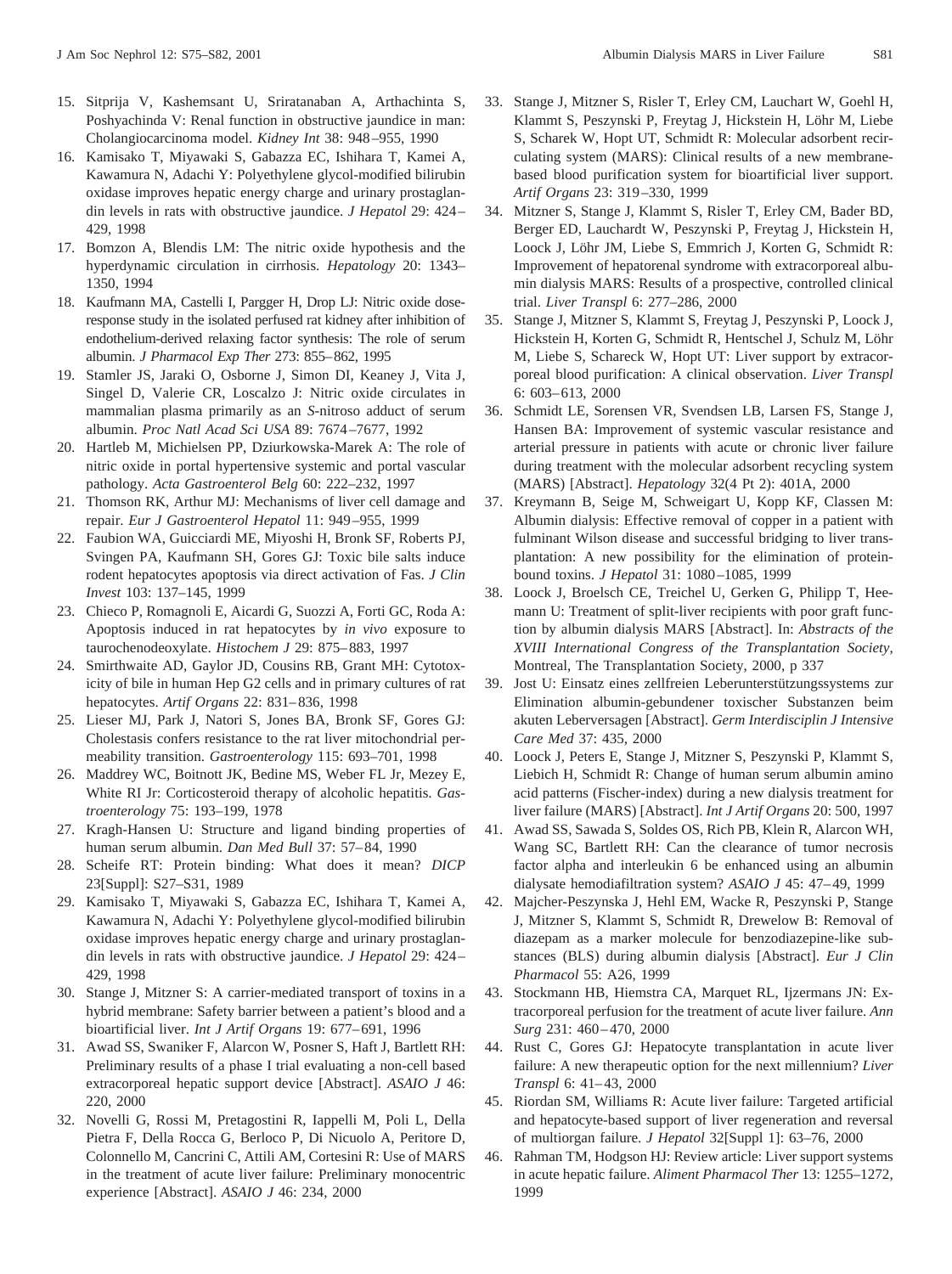15. Sitprija V, Kashemsant U, Sriratanaban A, Arthachinta S, Poshyachinda V: Renal function in obstructive jaundice in man: Cholangiocarcinoma model. *Kidney Int* 38: 948–955, 1990
16. Kamisako T, Miyawaki S, Gabazza EC, Ishihara T, Kamei A, Kawamura N, Adachi Y: Polyethylene glycol-modified bilirubin oxidase improves hepatic energy charge and urinary prostaglandin levels in rats with obstructive jaundice. *J Hepatol* 29: 424–429, 1998
17. Bomzon A, Blendis LM: The nitric oxide hypothesis and the hyperdynamic circulation in cirrhosis. *Hepatology* 20: 1343–1350, 1994
18. Kaufmann MA, Castelli I, Pargger H, Drop LJ: Nitric oxide dose-response study in the isolated perfused rat kidney after inhibition of endothelium-derived relaxing factor synthesis: The role of serum albumin. *J Pharmacol Exp Ther* 273: 855–862, 1995
19. Stamler JS, Jaraki O, Osborne J, Simon DI, Keaney J, Vita J, Singel D, Valerie CR, Loscalzo J: Nitric oxide circulates in mammalian plasma primarily as an *S*-nitroso adduct of serum albumin. *Proc Natl Acad Sci USA* 89: 7674–7677, 1992
20. Hartleb M, Michielsen PP, Dziurkowska-Marek A: The role of nitric oxide in portal hypertensive systemic and portal vascular pathology. *Acta Gastroenterol Belg* 60: 222–232, 1997
21. Thomson RK, Arthur MJ: Mechanisms of liver cell damage and repair. *Eur J Gastroenterol Hepatol* 11: 949–955, 1999
22. Faubion WA, Guicciardi ME, Miyoshi H, Bronk SF, Roberts PJ, Svingen PA, Kaufmann SH, Gores GJ: Toxic bile salts induce rodent hepatocytes apoptosis via direct activation of Fas. *J Clin Invest* 103: 137–145, 1999
23. Chieco P, Romagnoli E, Aicardi G, Suozzi A, Forti GC, Roda A: Apoptosis induced in rat hepatocytes by *in vivo* exposure to taurochenodeoxylate. *Histochem J* 29: 875–883, 1997
24. Smirthwaite AD, Gaylor JD, Cousins RB, Grant MH: Cytotoxicity of bile in human Hep G2 cells and in primary cultures of rat hepatocytes. *Artif Organs* 22: 831–836, 1998
25. Lieser MJ, Park J, Natori S, Jones BA, Bronk SF, Gores GJ: Cholestasis confers resistance to the rat liver mitochondrial permeability transition. *Gastroenterology* 115: 693–701, 1998
26. Maddrey WC, Boitnott JK, Bedine MS, Weber FL Jr, Mezey E, White RI Jr: Corticosteroid therapy of alcoholic hepatitis. *Gastroenterology* 75: 193–199, 1978
27. Kragh-Hansen U: Structure and ligand binding properties of human serum albumin. *Dan Med Bull* 37: 57–84, 1990
28. Scheife RT: Protein binding: What does it mean? *DICP* 23[Suppl]: S27–S31, 1989
29. Kamisako T, Miyawaki S, Gabazza EC, Ishihara T, Kamei A, Kawamura N, Adachi Y: Polyethylene glycol-modified bilirubin oxidase improves hepatic energy charge and urinary prostaglandin levels in rats with obstructive jaundice. *J Hepatol* 29: 424–429, 1998
30. Stange J, Mitzner S: A carrier-mediated transport of toxins in a hybrid membrane: Safety barrier between a patient's blood and a bioartificial liver. *Int J Artif Organs* 19: 677–691, 1996
31. Awad SS, Swaniker F, Alarcon W, Posner S, Haft J, Bartlett RH: Preliminary results of a phase I trial evaluating a non-cell based extracorporeal hepatic support device [Abstract]. *ASAIO J* 46: 220, 2000
32. Novelli G, Rossi M, Pretagostini R, Iappelli M, Poli L, Della Pietra F, Della Rocca G, Berloco P, Di Nicuolo A, Peritore D, Colonnello M, Cancrini C, Attili AM, Cortesini R: Use of MARS in the treatment of acute liver failure: Preliminary monocentric experience [Abstract]. *ASAIO J* 46: 234, 2000
33. Stange J, Mitzner S, Risler T, Erley CM, Lauchart W, Goehl H, Klammt S, Peszynski P, Freytag J, Hickstein H, Löhr M, Liebe S, Scharek W, Hopt UT, Schmidt R: Molecular adsorbent recirculating system (MARS): Clinical results of a new membrane-based blood purification system for bioartificial liver support. *Artif Organs* 23: 319–330, 1999
34. Mitzner S, Stange J, Klammt S, Risler T, Erley CM, Bader BD, Berger ED, Lauchardt W, Peszynski P, Freytag J, Hickstein H, Loock J, Löhr JM, Liebe S, Emmrich J, Korten G, Schmidt R: Improvement of hepatorenal syndrome with extracorporeal albumin dialysis MARS: Results of a prospective, controlled clinical trial. *Liver Transpl* 6: 277–286, 2000
35. Stange J, Mitzner S, Klammt S, Freytag J, Peszynski P, Loock J, Hickstein H, Korten G, Schmidt R, Hentschel J, Schulz M, Löhr M, Liebe S, Schareck W, Hopt UT: Liver support by extracorporeal blood purification: A clinical observation. *Liver Transpl* 6: 603–613, 2000
36. Schmidt LE, Sorensen VR, Svendsen LB, Larsen FS, Stange J, Hansen BA: Improvement of systemic vascular resistance and arterial pressure in patients with acute or chronic liver failure during treatment with the molecular adsorbent recycling system (MARS) [Abstract]. *Hepatology* 32(4 Pt 2): 401A, 2000
37. Kreymann B, Seige M, Schweigart U, Kopp KF, Classen M: Albumin dialysis: Effective removal of copper in a patient with fulminant Wilson disease and successful bridging to liver transplantation: A new possibility for the elimination of protein-bound toxins. *J Hepatol* 31: 1080–1085, 1999
38. Loock J, Broelsch CE, Treichel U, Gerken G, Philipp T, Heemann U: Treatment of split-liver recipients with poor graft function by albumin dialysis MARS [Abstract]. In: *Abstracts of the XVIII International Congress of the Transplantation Society*, Montreal, The Transplantation Society, 2000, p 337
39. Jost U: Einsatz eines zellfreien Leberunterstützungssystems zur Elimination albumin-gebundener toxischer Substanzen beim akuten Leberversagen [Abstract]. *Germ Interdisciplin J Intensive Care Med* 37: 435, 2000
40. Loock J, Peters E, Stange J, Mitzner S, Peszynski P, Klammt S, Liebich H, Schmidt R: Change of human serum albumin amino acid patterns (Fischer-index) during a new dialysis treatment for liver failure (MARS) [Abstract]. *Int J Artif Organs* 20: 500, 1997
41. Awad SS, Sawada S, Soldes OS, Rich PB, Klein R, Alarcon WH, Wang SC, Bartlett RH: Can the clearance of tumor necrosis factor alpha and interleukin 6 be enhanced using an albumin dialysate hemodiafiltration system? *ASAIO J* 45: 47–49, 1999
42. Majcher-Peszynska J, Hehl EM, Wacke R, Peszynski P, Stange J, Mitzner S, Klammt S, Schmidt R, Drewelow B: Removal of diazepam as a marker molecule for benzodiazepine-like substances (BLS) during albumin dialysis [Abstract]. *Eur J Clin Pharmacol* 55: A26, 1999
43. Stockmann HB, Hiemstra CA, Marquet RL, Ijzermans JN: Extracorporeal perfusion for the treatment of acute liver failure. *Ann Surg* 231: 460–470, 2000
44. Rust C, Gores GJ: Hepatocyte transplantation in acute liver failure: A new therapeutic option for the next millennium? *Liver Transpl* 6: 41–43, 2000
45. Riordan SM, Williams R: Acute liver failure: Targeted artificial and hepatocyte-based support of liver regeneration and reversal of multiorgan failure. *J Hepatol* 32[Suppl 1]: 63–76, 2000
46. Rahman TM, Hodgson HJ: Review article: Liver support systems in acute hepatic failure. *Aliment Pharmacol Ther* 13: 1255–1272, 1999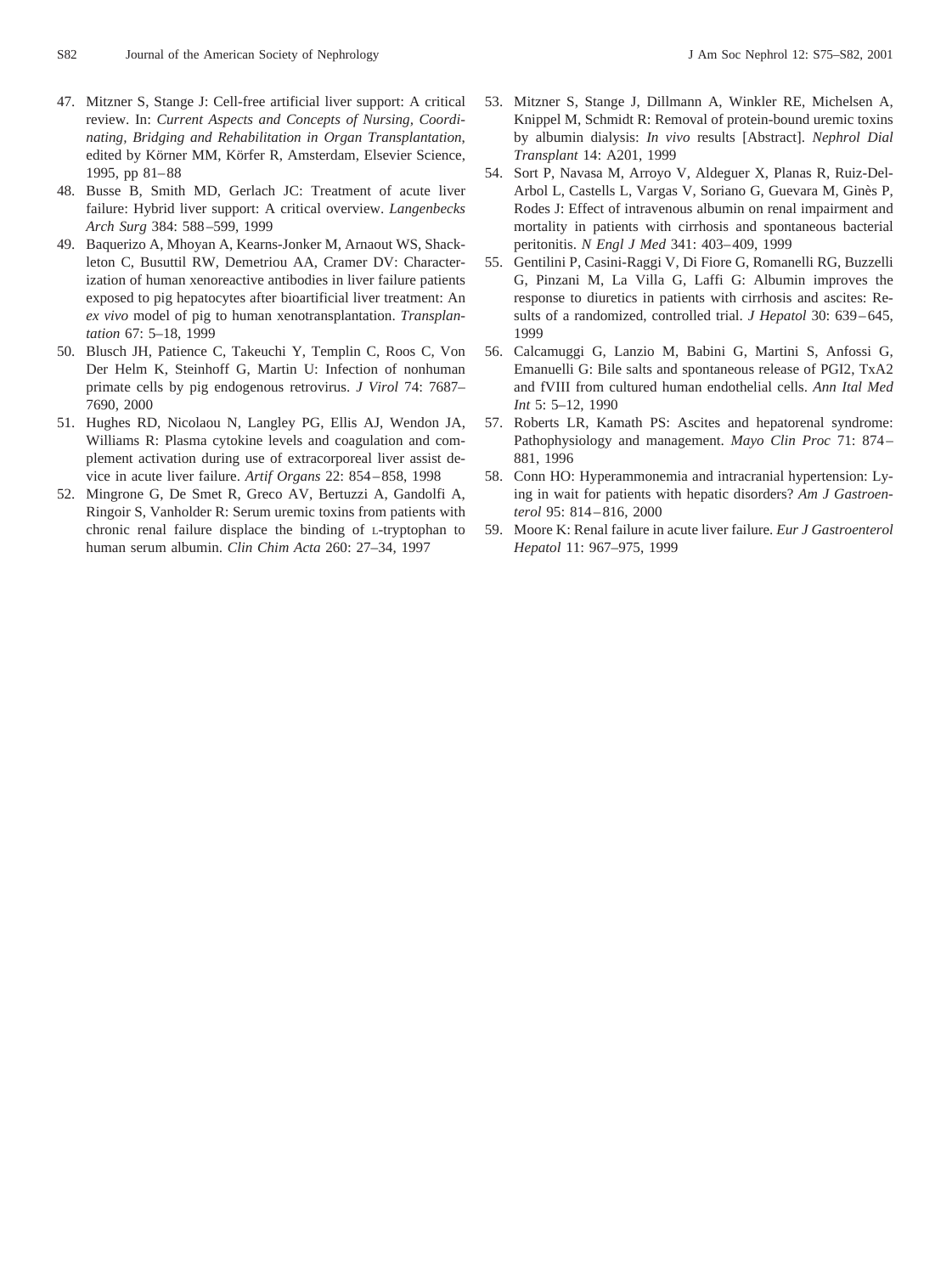47. Mitzner S, Stange J: Cell-free artificial liver support: A critical review. In: *Current Aspects and Concepts of Nursing, Coordinating, Bridging and Rehabilitation in Organ Transplantation*, edited by Körner MM, Körfer R, Amsterdam, Elsevier Science, 1995, pp 81–88
48. Busse B, Smith MD, Gerlach JC: Treatment of acute liver failure: Hybrid liver support: A critical overview. *Langenbecks Arch Surg* 384: 588–599, 1999
49. Baquerizo A, Mhoyan A, Kearns-Jonker M, Arnaout WS, Shackleton C, Busuttil RW, Demetriou AA, Cramer DV: Characterization of human xenoreactive antibodies in liver failure patients exposed to pig hepatocytes after bioartificial liver treatment: An *ex vivo* model of pig to human xenotransplantation. *Transplantation* 67: 5–18, 1999
50. Blusch JH, Patience C, Takeuchi Y, Templin C, Roos C, Von Der Helm K, Steinhoff G, Martin U: Infection of nonhuman primate cells by pig endogenous retrovirus. *J Virol* 74: 7687–7690, 2000
51. Hughes RD, Nicolaou N, Langley PG, Ellis AJ, Wendon JA, Williams R: Plasma cytokine levels and coagulation and complement activation during use of extracorporeal liver assist device in acute liver failure. *Artif Organs* 22: 854–858, 1998
52. Mingrone G, De Smet R, Greco AV, Bertuzzi A, Gandolfi A, Ringoir S, Vanholder R: Serum uremic toxins from patients with chronic renal failure displace the binding of L-tryptophan to human serum albumin. *Clin Chim Acta* 260: 27–34, 1997
53. Mitzner S, Stange J, Dillmann A, Winkler RE, Michelsen A, Knippel M, Schmidt R: Removal of protein-bound uremic toxins by albumin dialysis: *In vivo* results [Abstract]. *Nephrol Dial Transplant* 14: A201, 1999
54. Sort P, Navasa M, Arroyo V, Aldeguer X, Planas R, Ruiz-Del-Arbol L, Castells L, Vargas V, Soriano G, Guevara M, Ginès P, Rodes J: Effect of intravenous albumin on renal impairment and mortality in patients with cirrhosis and spontaneous bacterial peritonitis. *N Engl J Med* 341: 403–409, 1999
55. Gentilini P, Casini-Raggi V, Di Fiore G, Romanelli RG, Buzzelli G, Pinzani M, La Villa G, Laffi G: Albumin improves the response to diuretics in patients with cirrhosis and ascites: Results of a randomized, controlled trial. *J Hepatol* 30: 639–645, 1999
56. Calcamuggi G, Lanzio M, Babini G, Martini S, Anfossi G, Emanuelli G: Bile salts and spontaneous release of PGI2, TxA2 and fVIII from cultured human endothelial cells. *Ann Ital Med Int* 5: 5–12, 1990
57. Roberts LR, Kamath PS: Ascites and hepatorenal syndrome: Pathophysiology and management. *Mayo Clin Proc* 71: 874–881, 1996
58. Conn HO: Hyperammonemia and intracranial hypertension: Lying in wait for patients with hepatic disorders? *Am J Gastroenterol* 95: 814–816, 2000
59. Moore K: Renal failure in acute liver failure. *Eur J Gastroenterol Hepatol* 11: 967–975, 1999